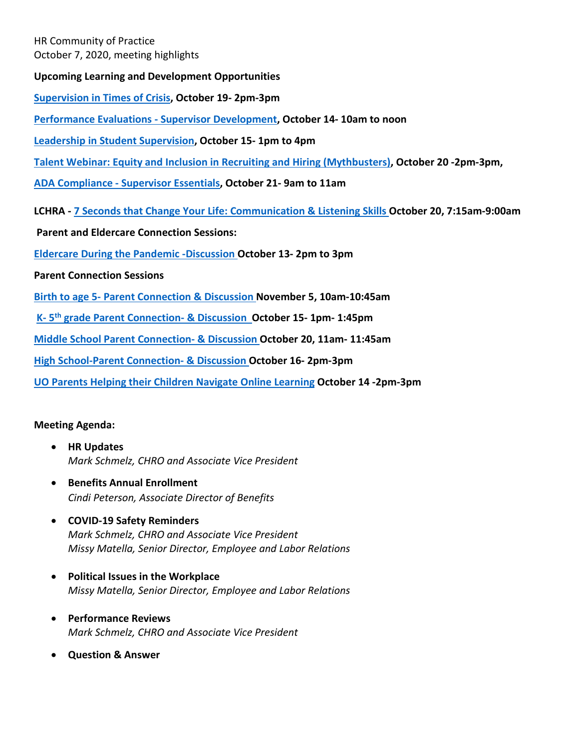HR Community of Practice
October 7, 2020, meeting highlights

**Upcoming Learning and Development Opportunities**

**Supervision in Times of Crisis, October 19- 2pm-3pm**

**Performance Evaluations - Supervisor Development, October 14- 10am to noon**

**Leadership in Student Supervision, October 15- 1pm to 4pm**

**Talent Webinar: Equity and Inclusion in Recruiting and Hiring (Mythbusters), October 20 -2pm-3pm,**

**ADA Compliance - Supervisor Essentials, October 21- 9am to 11am**

**LCHRA - 7 Seconds that Change Your Life: Communication & Listening Skills October 20, 7:15am-9:00am**

**Parent and Eldercare Connection Sessions:**

**Eldercare During the Pandemic -Discussion October 13- 2pm to 3pm**

**Parent Connection Sessions**

**Birth to age 5- Parent Connection & Discussion November 5, 10am-10:45am**

**K- 5th grade Parent Connection- & Discussion October 15- 1pm- 1:45pm**

**Middle School Parent Connection- & Discussion October 20, 11am- 11:45am**

**High School-Parent Connection- & Discussion October 16- 2pm-3pm**

**UO Parents Helping their Children Navigate Online Learning October 14 -2pm-3pm**

**Meeting Agenda:**

- **HR Updates**
  *Mark Schmelz, CHRO and Associate Vice President*
- **Benefits Annual Enrollment**
  *Cindi Peterson, Associate Director of Benefits*
- **COVID-19 Safety Reminders**
  *Mark Schmelz, CHRO and Associate Vice President*
  *Missy Matella, Senior Director, Employee and Labor Relations*
- **Political Issues in the Workplace**
  *Missy Matella, Senior Director, Employee and Labor Relations*
- **Performance Reviews**
  *Mark Schmelz, CHRO and Associate Vice President*
- **Question & Answer**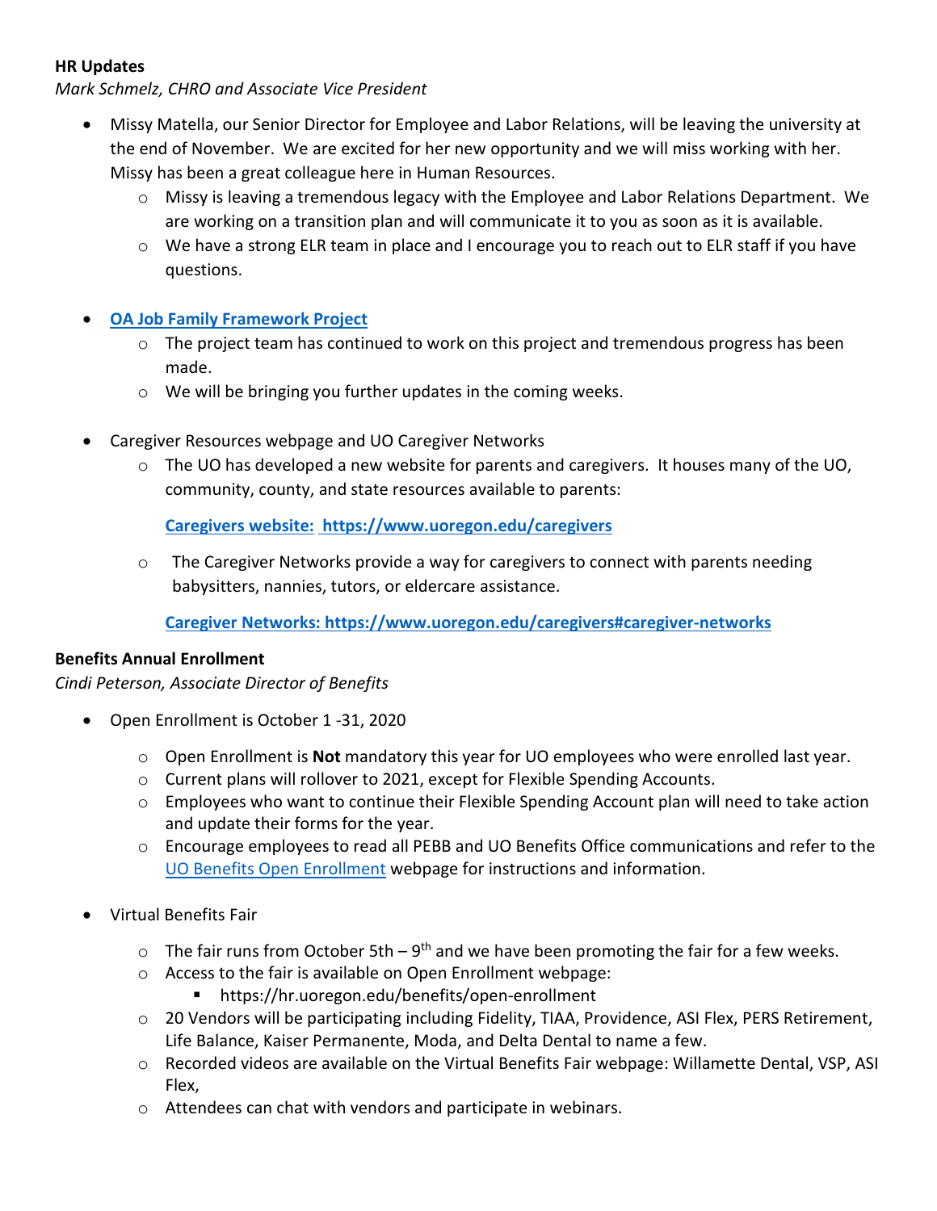**HR Updates**

*Mark Schmelz, CHRO and Associate Vice President*

- Missy Matella, our Senior Director for Employee and Labor Relations, will be leaving the university at the end of November. We are excited for her new opportunity and we will miss working with her. Missy has been a great colleague here in Human Resources.
  - Missy is leaving a tremendous legacy with the Employee and Labor Relations Department. We are working on a transition plan and will communicate it to you as soon as it is available.
  - We have a strong ELR team in place and I encourage you to reach out to ELR staff if you have questions.

- **OA Job Family Framework Project**
  - The project team has continued to work on this project and tremendous progress has been made.
  - We will be bringing you further updates in the coming weeks.

- Caregiver Resources webpage and UO Caregiver Networks
  - The UO has developed a new website for parents and caregivers. It houses many of the UO, community, county, and state resources available to parents:

    **Caregivers website: https://www.uoregon.edu/caregivers**

  - The Caregiver Networks provide a way for caregivers to connect with parents needing babysitters, nannies, tutors, or eldercare assistance.

    **Caregiver Networks: https://www.uoregon.edu/caregivers#caregiver-networks**

**Benefits Annual Enrollment**

*Cindi Peterson, Associate Director of Benefits*

- Open Enrollment is October 1 -31, 2020
  - Open Enrollment is **Not** mandatory this year for UO employees who were enrolled last year.
  - Current plans will rollover to 2021, except for Flexible Spending Accounts.
  - Employees who want to continue their Flexible Spending Account plan will need to take action and update their forms for the year.
  - Encourage employees to read all PEBB and UO Benefits Office communications and refer to the UO Benefits Open Enrollment webpage for instructions and information.

- Virtual Benefits Fair
  - The fair runs from October 5th – 9th and we have been promoting the fair for a few weeks.
  - Access to the fair is available on Open Enrollment webpage:
    - https://hr.uoregon.edu/benefits/open-enrollment
  - 20 Vendors will be participating including Fidelity, TIAA, Providence, ASI Flex, PERS Retirement, Life Balance, Kaiser Permanente, Moda, and Delta Dental to name a few.
  - Recorded videos are available on the Virtual Benefits Fair webpage: Willamette Dental, VSP, ASI Flex,
  - Attendees can chat with vendors and participate in webinars.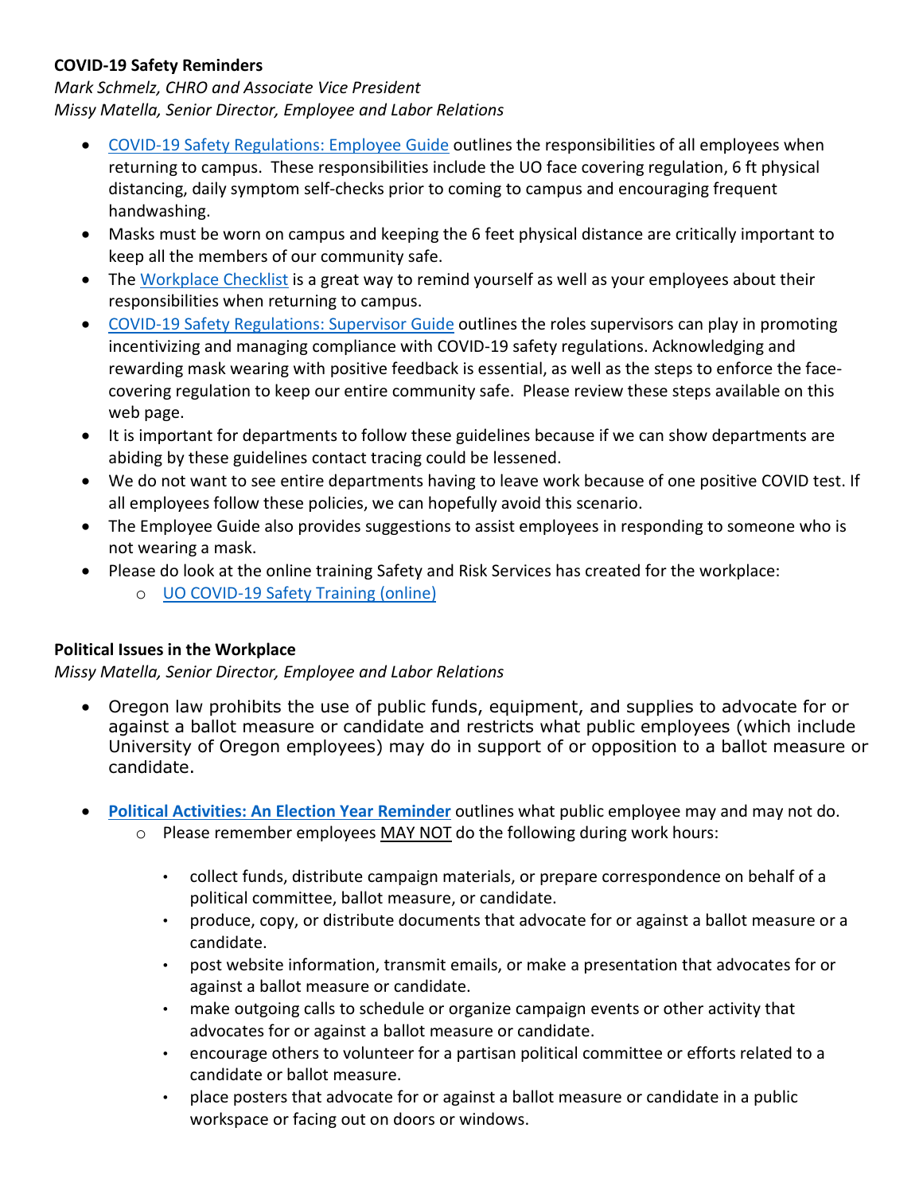**COVID-19 Safety Reminders**

*Mark Schmelz, CHRO and Associate Vice President*
*Missy Matella, Senior Director, Employee and Labor Relations*

- COVID-19 Safety Regulations: Employee Guide outlines the responsibilities of all employees when returning to campus. These responsibilities include the UO face covering regulation, 6 ft physical distancing, daily symptom self-checks prior to coming to campus and encouraging frequent handwashing.
- Masks must be worn on campus and keeping the 6 feet physical distance are critically important to keep all the members of our community safe.
- The Workplace Checklist is a great way to remind yourself as well as your employees about their responsibilities when returning to campus.
- COVID-19 Safety Regulations: Supervisor Guide outlines the roles supervisors can play in promoting incentivizing and managing compliance with COVID-19 safety regulations. Acknowledging and rewarding mask wearing with positive feedback is essential, as well as the steps to enforce the face-covering regulation to keep our entire community safe. Please review these steps available on this web page.
- It is important for departments to follow these guidelines because if we can show departments are abiding by these guidelines contact tracing could be lessened.
- We do not want to see entire departments having to leave work because of one positive COVID test. If all employees follow these policies, we can hopefully avoid this scenario.
- The Employee Guide also provides suggestions to assist employees in responding to someone who is not wearing a mask.
- Please do look at the online training Safety and Risk Services has created for the workplace:
  - UO COVID-19 Safety Training (online)

**Political Issues in the Workplace**

*Missy Matella, Senior Director, Employee and Labor Relations*

- Oregon law prohibits the use of public funds, equipment, and supplies to advocate for or against a ballot measure or candidate and restricts what public employees (which include University of Oregon employees) may do in support of or opposition to a ballot measure or candidate.
- **Political Activities: An Election Year Reminder** outlines what public employee may and may not do.
  - Please remember employees MAY NOT do the following during work hours:
    - collect funds, distribute campaign materials, or prepare correspondence on behalf of a political committee, ballot measure, or candidate.
    - produce, copy, or distribute documents that advocate for or against a ballot measure or a candidate.
    - post website information, transmit emails, or make a presentation that advocates for or against a ballot measure or candidate.
    - make outgoing calls to schedule or organize campaign events or other activity that advocates for or against a ballot measure or candidate.
    - encourage others to volunteer for a partisan political committee or efforts related to a candidate or ballot measure.
    - place posters that advocate for or against a ballot measure or candidate in a public workspace or facing out on doors or windows.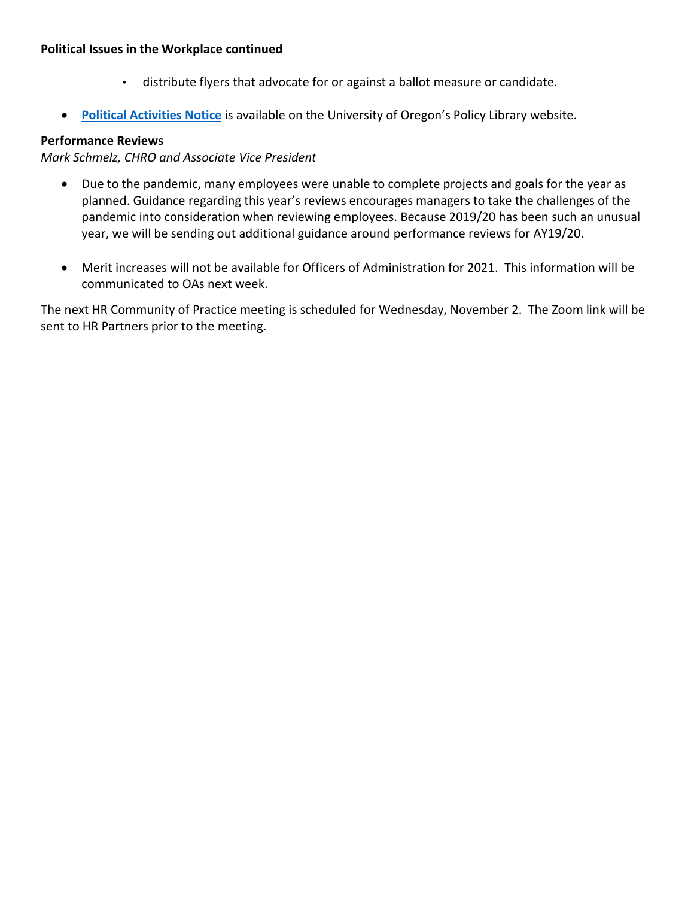**Political Issues in the Workplace continued**

- distribute flyers that advocate for or against a ballot measure or candidate.

- **Political Activities Notice** is available on the University of Oregon's Policy Library website.

**Performance Reviews**

*Mark Schmelz, CHRO and Associate Vice President*

- Due to the pandemic, many employees were unable to complete projects and goals for the year as planned. Guidance regarding this year's reviews encourages managers to take the challenges of the pandemic into consideration when reviewing employees. Because 2019/20 has been such an unusual year, we will be sending out additional guidance around performance reviews for AY19/20.

- Merit increases will not be available for Officers of Administration for 2021. This information will be communicated to OAs next week.

The next HR Community of Practice meeting is scheduled for Wednesday, November 2. The Zoom link will be sent to HR Partners prior to the meeting.